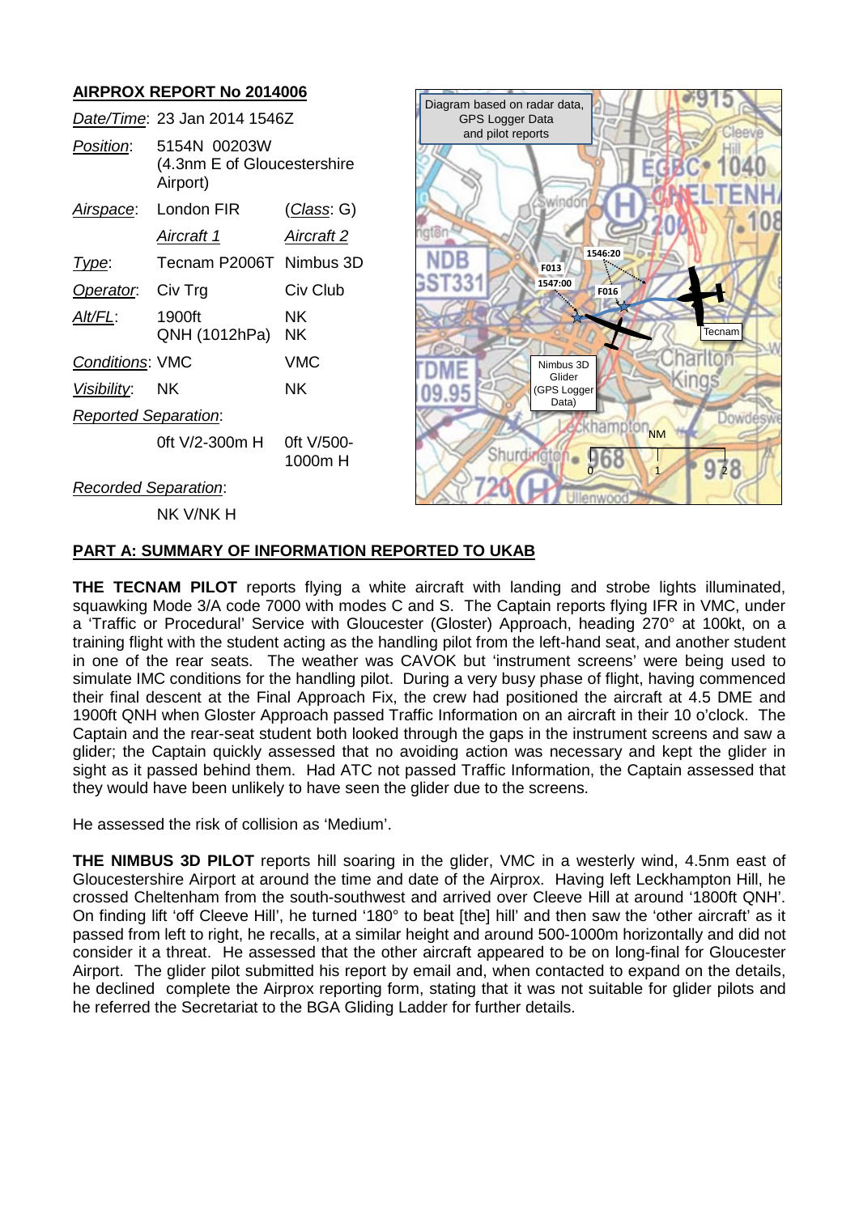## AIRPROX REPORT No 2014006

| | | |
|---|---|---|
| *Date/Time*: | 23 Jan 2014 1546Z | |
| *Position*: | 5154N 00203W (4.3nm E of Gloucestershire Airport) | |
| *Airspace*: | London FIR | (*Class*: G) |
| | *Aircraft 1* | *Aircraft 2* |
| *Type*: | Tecnam P2006T | Nimbus 3D |
| *Operator*: | Civ Trg | Civ Club |
| *Alt/FL*: | 1900ft QNH (1012hPa) | NK NK |
| *Conditions*: | VMC | VMC |
| *Visibility*: | NK | NK |
| *Reported Separation*: | | |
| | 0ft V/2-300m H | 0ft V/500-1000m H |
| *Recorded Separation*: | | |
| | NK V/NK H | |

Diagram based on radar data, GPS Logger Data and pilot reports

## PART A: SUMMARY OF INFORMATION REPORTED TO UKAB

**THE TECNAM PILOT** reports flying a white aircraft with landing and strobe lights illuminated, squawking Mode 3/A code 7000 with modes C and S. The Captain reports flying IFR in VMC, under a 'Traffic or Procedural' Service with Gloucester (Gloster) Approach, heading 270° at 100kt, on a training flight with the student acting as the handling pilot from the left-hand seat, and another student in one of the rear seats. The weather was CAVOK but 'instrument screens' were being used to simulate IMC conditions for the handling pilot. During a very busy phase of flight, having commenced their final descent at the Final Approach Fix, the crew had positioned the aircraft at 4.5 DME and 1900ft QNH when Gloster Approach passed Traffic Information on an aircraft in their 10 o'clock. The Captain and the rear-seat student both looked through the gaps in the instrument screens and saw a glider; the Captain quickly assessed that no avoiding action was necessary and kept the glider in sight as it passed behind them. Had ATC not passed Traffic Information, the Captain assessed that they would have been unlikely to have seen the glider due to the screens.

He assessed the risk of collision as 'Medium'.

**THE NIMBUS 3D PILOT** reports hill soaring in the glider, VMC in a westerly wind, 4.5nm east of Gloucestershire Airport at around the time and date of the Airprox. Having left Leckhampton Hill, he crossed Cheltenham from the south-southwest and arrived over Cleeve Hill at around '1800ft QNH'. On finding lift 'off Cleeve Hill', he turned '180° to beat [the] hill' and then saw the 'other aircraft' as it passed from left to right, he recalls, at a similar height and around 500-1000m horizontally and did not consider it a threat. He assessed that the other aircraft appeared to be on long-final for Gloucester Airport. The glider pilot submitted his report by email and, when contacted to expand on the details, he declined complete the Airprox reporting form, stating that it was not suitable for glider pilots and he referred the Secretariat to the BGA Gliding Ladder for further details.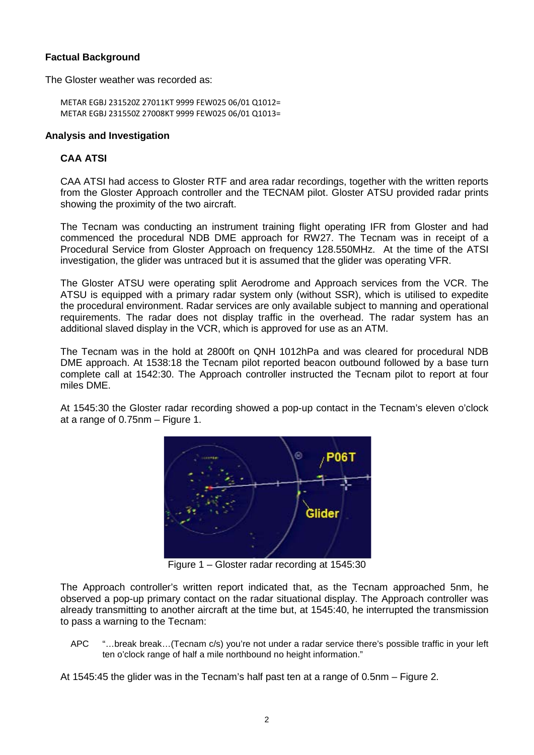**Factual Background**

The Gloster weather was recorded as:

```
METAR EGBJ 231520Z 27011KT 9999 FEW025 06/01 Q1012=
METAR EGBJ 231550Z 27008KT 9999 FEW025 06/01 Q1013=
```

**Analysis and Investigation**

**CAA ATSI**

CAA ATSI had access to Gloster RTF and area radar recordings, together with the written reports from the Gloster Approach controller and the TECNAM pilot. Gloster ATSU provided radar prints showing the proximity of the two aircraft.

The Tecnam was conducting an instrument training flight operating IFR from Gloster and had commenced the procedural NDB DME approach for RW27. The Tecnam was in receipt of a Procedural Service from Gloster Approach on frequency 128.550MHz. At the time of the ATSI investigation, the glider was untraced but it is assumed that the glider was operating VFR.

The Gloster ATSU were operating split Aerodrome and Approach services from the VCR. The ATSU is equipped with a primary radar system only (without SSR), which is utilised to expedite the procedural environment. Radar services are only available subject to manning and operational requirements. The radar does not display traffic in the overhead. The radar system has an additional slaved display in the VCR, which is approved for use as an ATM.

The Tecnam was in the hold at 2800ft on QNH 1012hPa and was cleared for procedural NDB DME approach. At 1538:18 the Tecnam pilot reported beacon outbound followed by a base turn complete call at 1542:30. The Approach controller instructed the Tecnam pilot to report at four miles DME.

At 1545:30 the Gloster radar recording showed a pop-up contact in the Tecnam's eleven o'clock at a range of 0.75nm – Figure 1.

Figure 1 – Gloster radar recording at 1545:30

The Approach controller's written report indicated that, as the Tecnam approached 5nm, he observed a pop-up primary contact on the radar situational display. The Approach controller was already transmitting to another aircraft at the time but, at 1545:40, he interrupted the transmission to pass a warning to the Tecnam:

APC "…break break…(Tecnam c/s) you're not under a radar service there's possible traffic in your left ten o'clock range of half a mile northbound no height information."

At 1545:45 the glider was in the Tecnam's half past ten at a range of 0.5nm – Figure 2.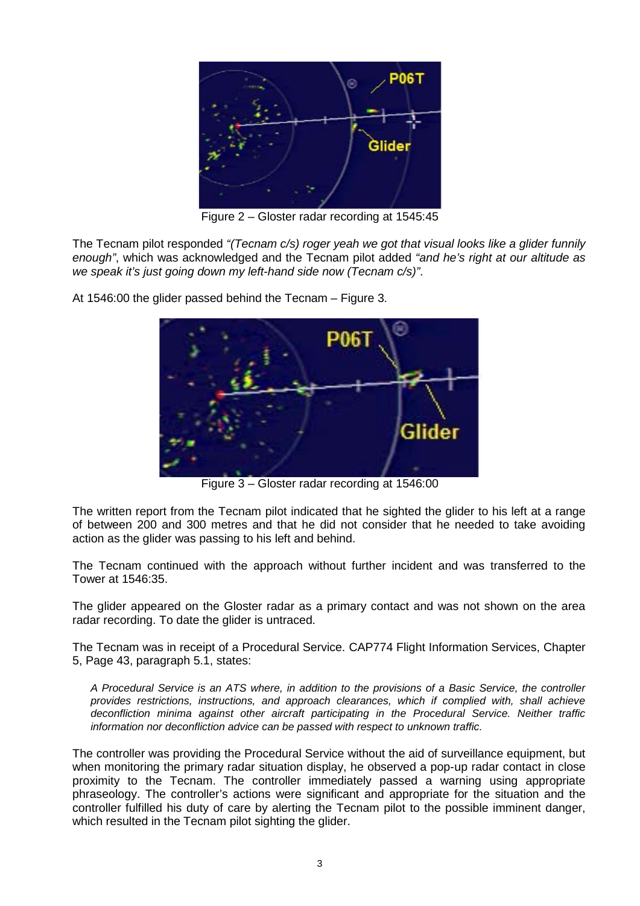Figure 2 – Gloster radar recording at 1545:45

The Tecnam pilot responded *"(Tecnam c/s) roger yeah we got that visual looks like a glider funnily enough"*, which was acknowledged and the Tecnam pilot added *"and he's right at our altitude as we speak it's just going down my left-hand side now (Tecnam c/s)"*.

At 1546:00 the glider passed behind the Tecnam – Figure 3.

Figure 3 – Gloster radar recording at 1546:00

The written report from the Tecnam pilot indicated that he sighted the glider to his left at a range of between 200 and 300 metres and that he did not consider that he needed to take avoiding action as the glider was passing to his left and behind.

The Tecnam continued with the approach without further incident and was transferred to the Tower at 1546:35.

The glider appeared on the Gloster radar as a primary contact and was not shown on the area radar recording. To date the glider is untraced.

The Tecnam was in receipt of a Procedural Service. CAP774 Flight Information Services, Chapter 5, Page 43, paragraph 5.1, states:

> *A Procedural Service is an ATS where, in addition to the provisions of a Basic Service, the controller provides restrictions, instructions, and approach clearances, which if complied with, shall achieve deconfliction minima against other aircraft participating in the Procedural Service. Neither traffic information nor deconfliction advice can be passed with respect to unknown traffic.*

The controller was providing the Procedural Service without the aid of surveillance equipment, but when monitoring the primary radar situation display, he observed a pop-up radar contact in close proximity to the Tecnam. The controller immediately passed a warning using appropriate phraseology. The controller's actions were significant and appropriate for the situation and the controller fulfilled his duty of care by alerting the Tecnam pilot to the possible imminent danger, which resulted in the Tecnam pilot sighting the glider.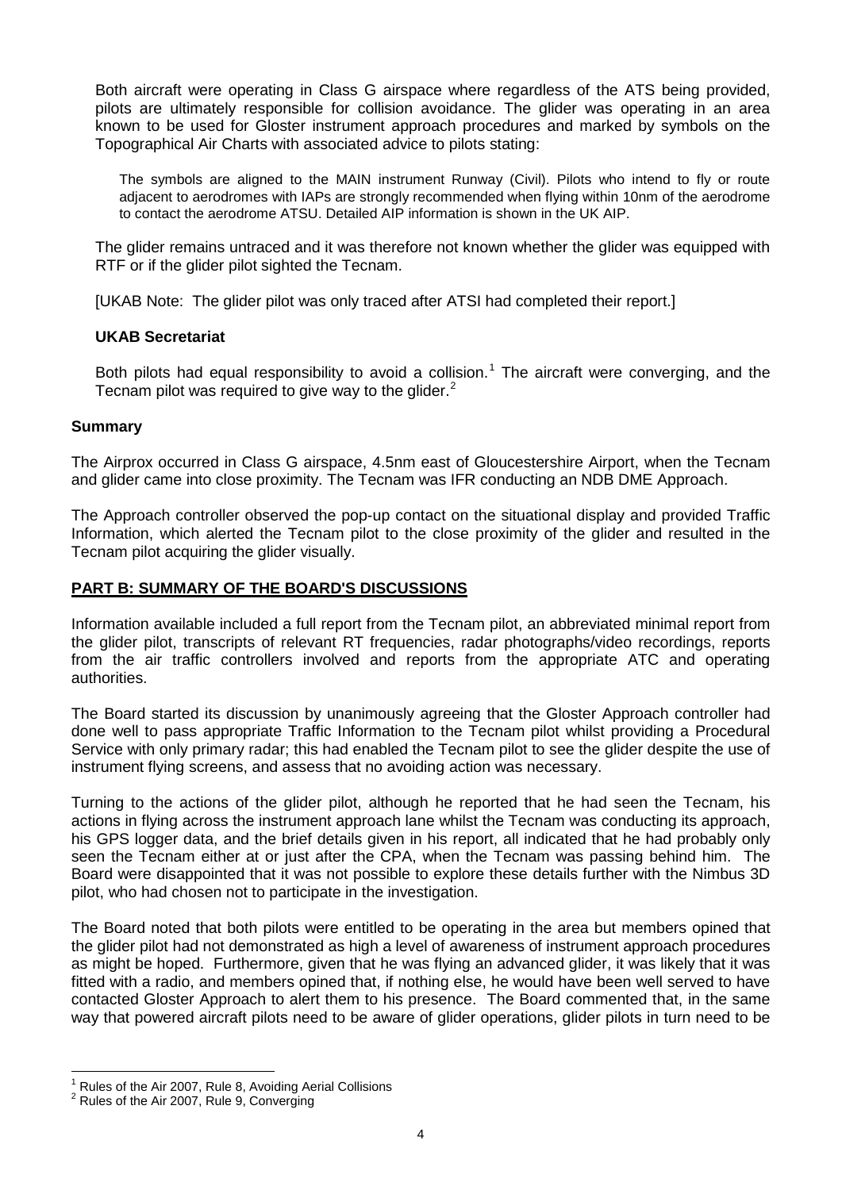Both aircraft were operating in Class G airspace where regardless of the ATS being provided, pilots are ultimately responsible for collision avoidance. The glider was operating in an area known to be used for Gloster instrument approach procedures and marked by symbols on the Topographical Air Charts with associated advice to pilots stating:

> The symbols are aligned to the MAIN instrument Runway (Civil). Pilots who intend to fly or route adjacent to aerodromes with IAPs are strongly recommended when flying within 10nm of the aerodrome to contact the aerodrome ATSU. Detailed AIP information is shown in the UK AIP.

The glider remains untraced and it was therefore not known whether the glider was equipped with RTF or if the glider pilot sighted the Tecnam.

[UKAB Note: The glider pilot was only traced after ATSI had completed their report.]

**UKAB Secretariat**

Both pilots had equal responsibility to avoid a collision.[1] The aircraft were converging, and the Tecnam pilot was required to give way to the glider.[2]

**Summary**

The Airprox occurred in Class G airspace, 4.5nm east of Gloucestershire Airport, when the Tecnam and glider came into close proximity. The Tecnam was IFR conducting an NDB DME Approach.

The Approach controller observed the pop-up contact on the situational display and provided Traffic Information, which alerted the Tecnam pilot to the close proximity of the glider and resulted in the Tecnam pilot acquiring the glider visually.

## PART B: SUMMARY OF THE BOARD'S DISCUSSIONS

Information available included a full report from the Tecnam pilot, an abbreviated minimal report from the glider pilot, transcripts of relevant RT frequencies, radar photographs/video recordings, reports from the air traffic controllers involved and reports from the appropriate ATC and operating authorities.

The Board started its discussion by unanimously agreeing that the Gloster Approach controller had done well to pass appropriate Traffic Information to the Tecnam pilot whilst providing a Procedural Service with only primary radar; this had enabled the Tecnam pilot to see the glider despite the use of instrument flying screens, and assess that no avoiding action was necessary.

Turning to the actions of the glider pilot, although he reported that he had seen the Tecnam, his actions in flying across the instrument approach lane whilst the Tecnam was conducting its approach, his GPS logger data, and the brief details given in his report, all indicated that he had probably only seen the Tecnam either at or just after the CPA, when the Tecnam was passing behind him. The Board were disappointed that it was not possible to explore these details further with the Nimbus 3D pilot, who had chosen not to participate in the investigation.

The Board noted that both pilots were entitled to be operating in the area but members opined that the glider pilot had not demonstrated as high a level of awareness of instrument approach procedures as might be hoped. Furthermore, given that he was flying an advanced glider, it was likely that it was fitted with a radio, and members opined that, if nothing else, he would have been well served to have contacted Gloster Approach to alert them to his presence. The Board commented that, in the same way that powered aircraft pilots need to be aware of glider operations, glider pilots in turn need to be

---

[1] Rules of the Air 2007, Rule 8, Avoiding Aerial Collisions

[2] Rules of the Air 2007, Rule 9, Converging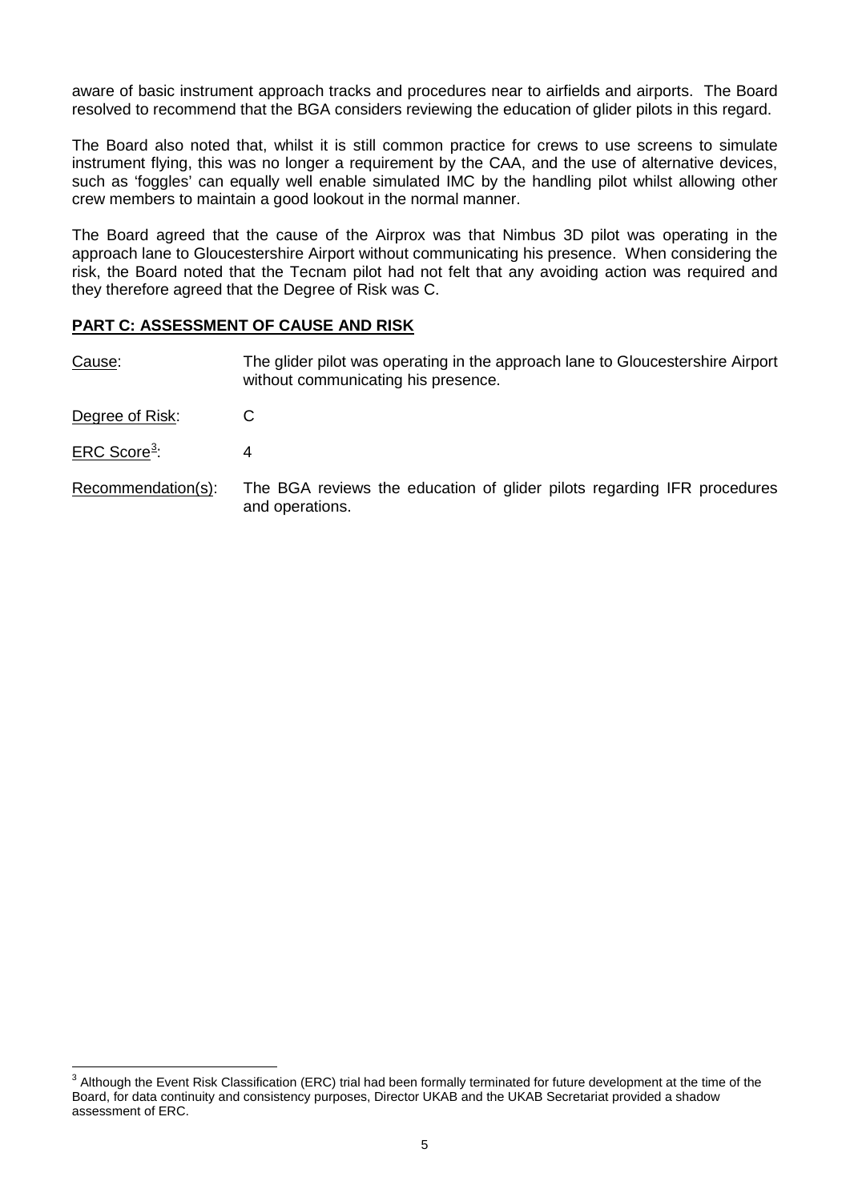aware of basic instrument approach tracks and procedures near to airfields and airports. The Board resolved to recommend that the BGA considers reviewing the education of glider pilots in this regard.

The Board also noted that, whilst it is still common practice for crews to use screens to simulate instrument flying, this was no longer a requirement by the CAA, and the use of alternative devices, such as 'foggles' can equally well enable simulated IMC by the handling pilot whilst allowing other crew members to maintain a good lookout in the normal manner.

The Board agreed that the cause of the Airprox was that Nimbus 3D pilot was operating in the approach lane to Gloucestershire Airport without communicating his presence. When considering the risk, the Board noted that the Tecnam pilot had not felt that any avoiding action was required and they therefore agreed that the Degree of Risk was C.

## PART C: ASSESSMENT OF CAUSE AND RISK

| | |
|---|---|
| Cause: | The glider pilot was operating in the approach lane to Gloucestershire Airport without communicating his presence. |
| Degree of Risk: | C |
| ERC Score[3]: | 4 |
| Recommendation(s): | The BGA reviews the education of glider pilots regarding IFR procedures and operations. |

[3] Although the Event Risk Classification (ERC) trial had been formally terminated for future development at the time of the Board, for data continuity and consistency purposes, Director UKAB and the UKAB Secretariat provided a shadow assessment of ERC.